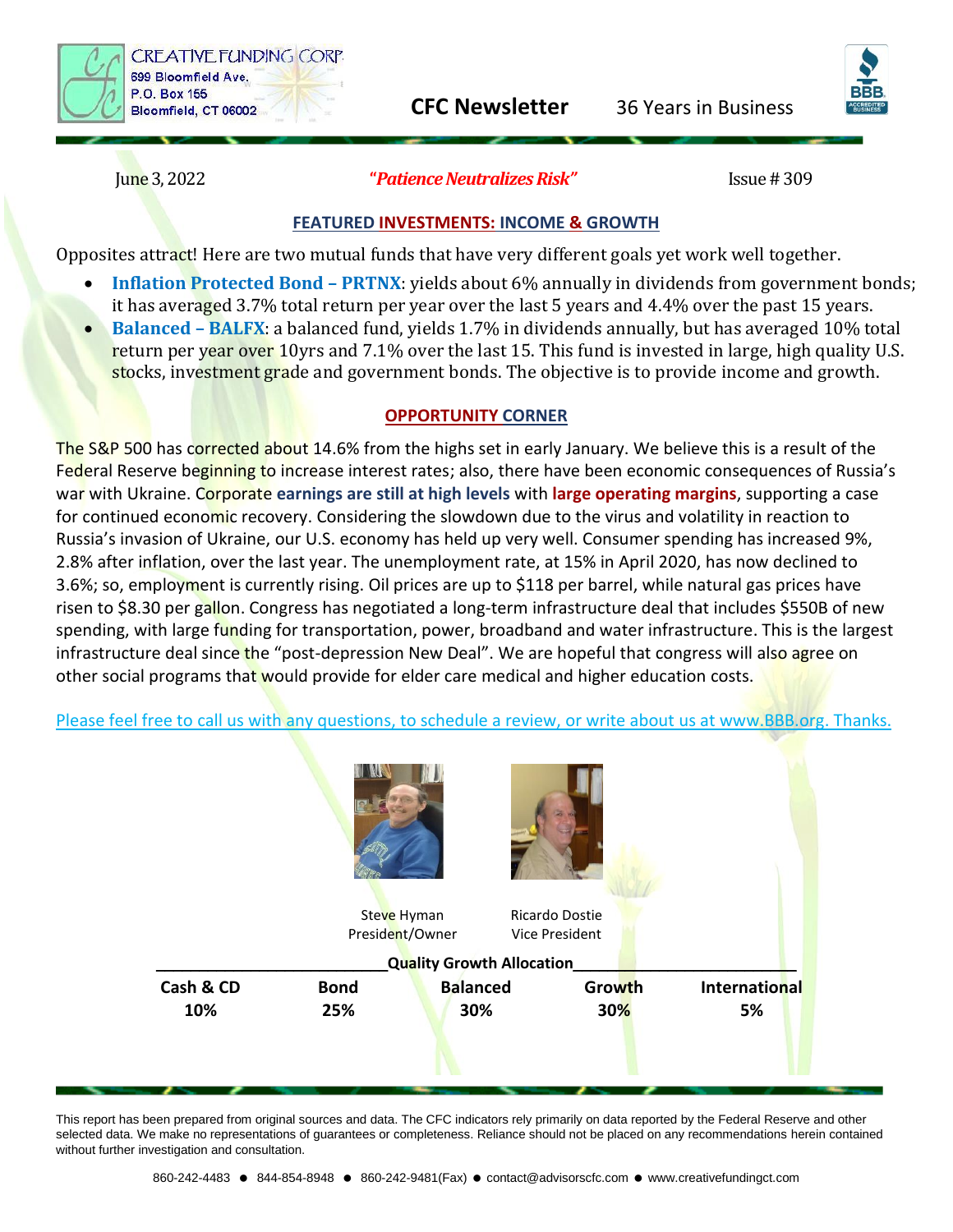CREATIVE FUNDING CORP.
699 Bloomfield Ave.
P.O. Box 155
Bloomfield, CT 06002

**CFC Newsletter** 36 Years in Business

June 3, 2022 ***"Patience Neutralizes Risk"*** Issue # 309

## FEATURED INVESTMENTS: INCOME & GROWTH

Opposites attract! Here are two mutual funds that have very different goals yet work well together.

- **Inflation Protected Bond – PRTNX**: yields about 6% annually in dividends from government bonds; it has averaged 3.7% total return per year over the last 5 years and 4.4% over the past 15 years.
- **Balanced – BALFX**: a balanced fund, yields 1.7% in dividends annually, but has averaged 10% total return per year over 10yrs and 7.1% over the last 15. This fund is invested in large, high quality U.S. stocks, investment grade and government bonds. The objective is to provide income and growth.

## OPPORTUNITY CORNER

The S&P 500 has corrected about 14.6% from the highs set in early January. We believe this is a result of the Federal Reserve beginning to increase interest rates; also, there have been economic consequences of Russia's war with Ukraine. Corporate **earnings are still at high levels** with **large operating margins**, supporting a case for continued economic recovery. Considering the slowdown due to the virus and volatility in reaction to Russia's invasion of Ukraine, our U.S. economy has held up very well. Consumer spending has increased 9%, 2.8% after inflation, over the last year. The unemployment rate, at 15% in April 2020, has now declined to 3.6%; so, employment is currently rising. Oil prices are up to $118 per barrel, while natural gas prices have risen to $8.30 per gallon. Congress has negotiated a long-term infrastructure deal that includes $550B of new spending, with large funding for transportation, power, broadband and water infrastructure. This is the largest infrastructure deal since the "post-depression New Deal". We are hopeful that congress will also agree on other social programs that would provide for elder care medical and higher education costs.

Please feel free to call us with any questions, to schedule a review, or write about us at www.BBB.org. Thanks.

Steve Hyman
President/Owner

Ricardo Dostie
Vice President

**Quality Growth Allocation**

| Cash & CD | Bond | Balanced | Growth | International |
|---|---|---|---|---|
| 10% | 25% | 30% | 30% | 5% |

This report has been prepared from original sources and data. The CFC indicators rely primarily on data reported by the Federal Reserve and other selected data. We make no representations of guarantees or completeness. Reliance should not be placed on any recommendations herein contained without further investigation and consultation.

860-242-4483 ● 844-854-8948 ● 860-242-9481(Fax) ● contact@advisorscfc.com ● www.creativefundingct.com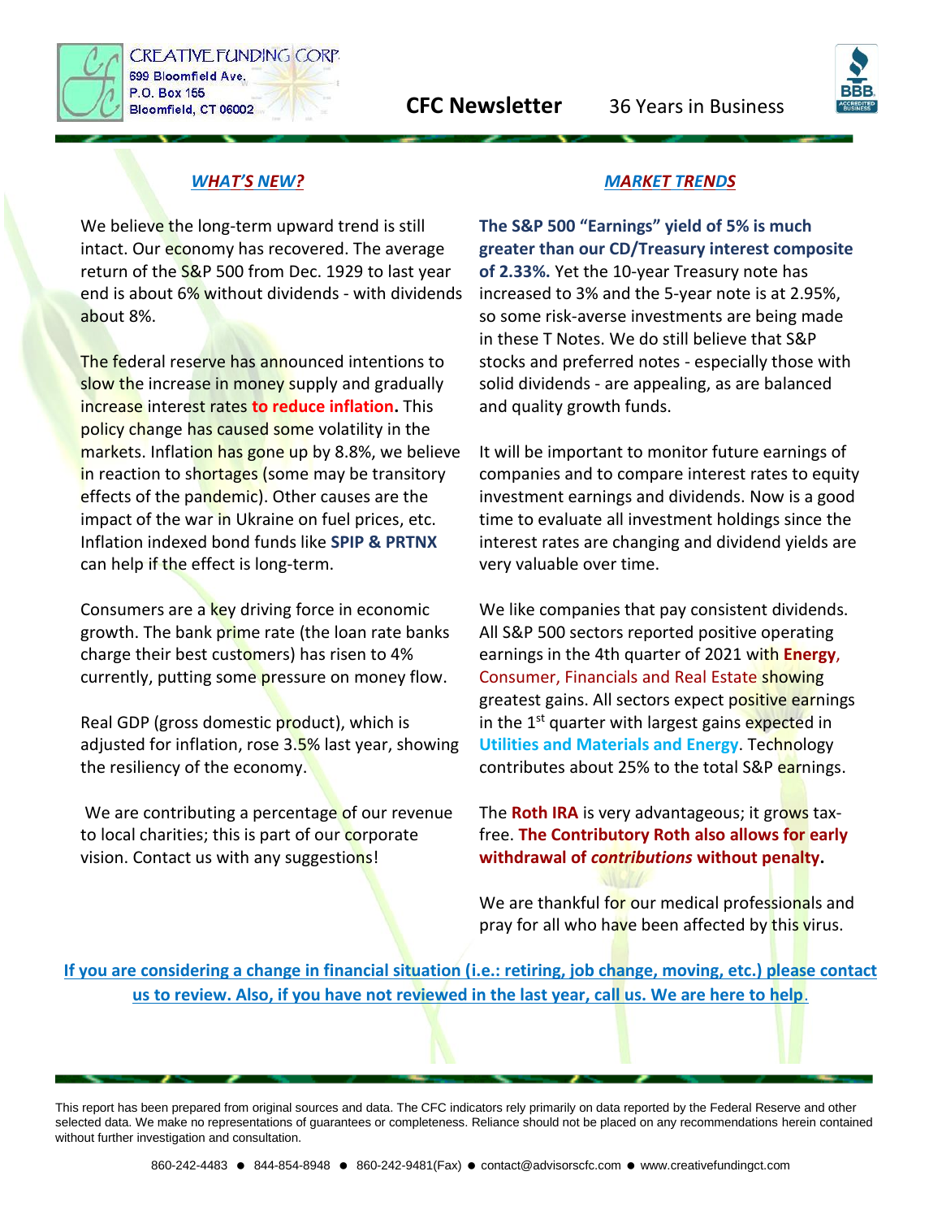CREATIVE FUNDING CORP.
699 Bloomfield Ave.
P.O. Box 155
Bloomfield, CT 06002

**CFC Newsletter** 36 Years in Business

## *WHAT'S NEW?*

We believe the long-term upward trend is still intact. Our economy has recovered. The average return of the S&P 500 from Dec. 1929 to last year end is about 6% without dividends - with dividends about 8%.

The federal reserve has announced intentions to slow the increase in money supply and gradually increase interest rates **to reduce inflation.** This policy change has caused some volatility in the markets. Inflation has gone up by 8.8%, we believe in reaction to shortages (some may be transitory effects of the pandemic). Other causes are the impact of the war in Ukraine on fuel prices, etc. Inflation indexed bond funds like **SPIP & PRTNX** can help if the effect is long-term.

Consumers are a key driving force in economic growth. The bank prime rate (the loan rate banks charge their best customers) has risen to 4% currently, putting some pressure on money flow.

Real GDP (gross domestic product), which is adjusted for inflation, rose 3.5% last year, showing the resiliency of the economy.

We are contributing a percentage of our revenue to local charities; this is part of our corporate vision. Contact us with any suggestions!

## *MARKET TRENDS*

**The S&P 500 "Earnings" yield of 5% is much greater than our CD/Treasury interest composite of 2.33%.** Yet the 10-year Treasury note has increased to 3% and the 5-year note is at 2.95%, so some risk-averse investments are being made in these T Notes. We do still believe that S&P stocks and preferred notes - especially those with solid dividends - are appealing, as are balanced and quality growth funds.

It will be important to monitor future earnings of companies and to compare interest rates to equity investment earnings and dividends. Now is a good time to evaluate all investment holdings since the interest rates are changing and dividend yields are very valuable over time.

We like companies that pay consistent dividends. All S&P 500 sectors reported positive operating earnings in the 4th quarter of 2021 with **Energy**, Consumer, Financials and Real Estate showing greatest gains. All sectors expect positive earnings in the 1st quarter with largest gains expected in **Utilities and Materials and Energy**. Technology contributes about 25% to the total S&P earnings.

The **Roth IRA** is very advantageous; it grows tax-free. **The Contributory Roth also allows for early withdrawal of *contributions* without penalty.**

We are thankful for our medical professionals and pray for all who have been affected by this virus.

**If you are considering a change in financial situation (i.e.: retiring, job change, moving, etc.) please contact us to review. Also, if you have not reviewed in the last year, call us. We are here to help.**

This report has been prepared from original sources and data. The CFC indicators rely primarily on data reported by the Federal Reserve and other selected data. We make no representations of guarantees or completeness. Reliance should not be placed on any recommendations herein contained without further investigation and consultation.

860-242-4483 ● 844-854-8948 ● 860-242-9481(Fax) ● contact@advisorscfc.com ● www.creativefundingct.com